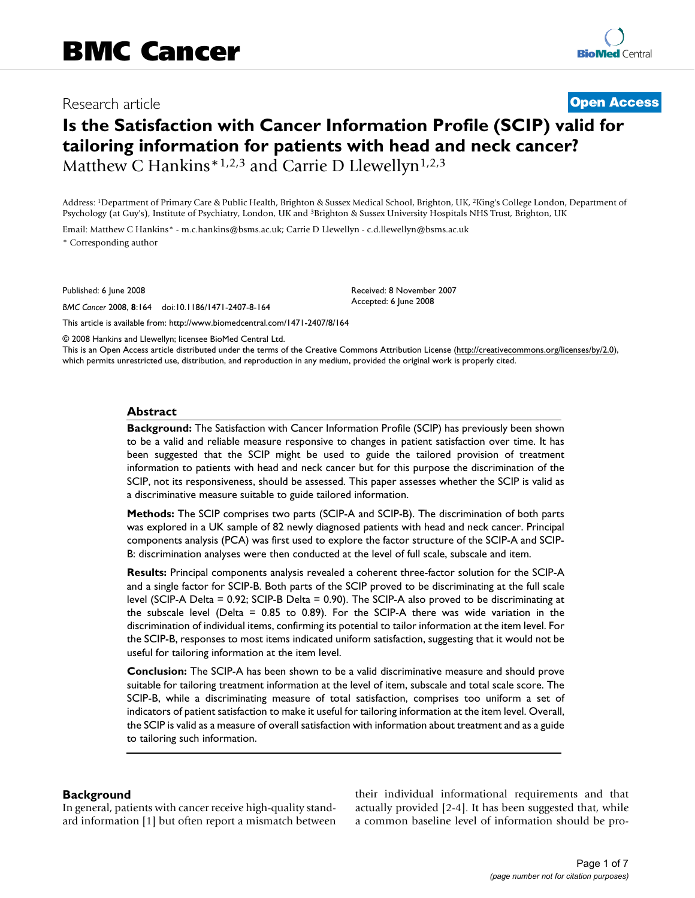Research article

**Open Access**

# Is the Satisfaction with Cancer Information Profile (SCIP) valid for tailoring information for patients with head and neck cancer?

Matthew C Hankins*[1,2,3] and Carrie D Llewellyn[1,2,3]

Address: [1]Department of Primary Care & Public Health, Brighton & Sussex Medical School, Brighton, UK, [2]King's College London, Department of Psychology (at Guy's), Institute of Psychiatry, London, UK and [3]Brighton & Sussex University Hospitals NHS Trust, Brighton, UK

Email: Matthew C Hankins* - m.c.hankins@bsms.ac.uk; Carrie D Llewellyn - c.d.llewellyn@bsms.ac.uk

* Corresponding author

Published: 6 June 2008

*BMC Cancer* 2008, **8**:164 doi:10.1186/1471-2407-8-164

Received: 8 November 2007

Accepted: 6 June 2008

This article is available from: http://www.biomedcentral.com/1471-2407/8/164

© 2008 Hankins and Llewellyn; licensee BioMed Central Ltd.

This is an Open Access article distributed under the terms of the Creative Commons Attribution License (http://creativecommons.org/licenses/by/2.0), which permits unrestricted use, distribution, and reproduction in any medium, provided the original work is properly cited.

## Abstract

**Background:** The Satisfaction with Cancer Information Profile (SCIP) has previously been shown to be a valid and reliable measure responsive to changes in patient satisfaction over time. It has been suggested that the SCIP might be used to guide the tailored provision of treatment information to patients with head and neck cancer but for this purpose the discrimination of the SCIP, not its responsiveness, should be assessed. This paper assesses whether the SCIP is valid as a discriminative measure suitable to guide tailored information.

**Methods:** The SCIP comprises two parts (SCIP-A and SCIP-B). The discrimination of both parts was explored in a UK sample of 82 newly diagnosed patients with head and neck cancer. Principal components analysis (PCA) was first used to explore the factor structure of the SCIP-A and SCIP-B: discrimination analyses were then conducted at the level of full scale, subscale and item.

**Results:** Principal components analysis revealed a coherent three-factor solution for the SCIP-A and a single factor for SCIP-B. Both parts of the SCIP proved to be discriminating at the full scale level (SCIP-A Delta = 0.92; SCIP-B Delta = 0.90). The SCIP-A also proved to be discriminating at the subscale level (Delta = 0.85 to 0.89). For the SCIP-A there was wide variation in the discrimination of individual items, confirming its potential to tailor information at the item level. For the SCIP-B, responses to most items indicated uniform satisfaction, suggesting that it would not be useful for tailoring information at the item level.

**Conclusion:** The SCIP-A has been shown to be a valid discriminative measure and should prove suitable for tailoring treatment information at the level of item, subscale and total scale score. The SCIP-B, while a discriminating measure of total satisfaction, comprises too uniform a set of indicators of patient satisfaction to make it useful for tailoring information at the item level. Overall, the SCIP is valid as a measure of overall satisfaction with information about treatment and as a guide to tailoring such information.

## Background

In general, patients with cancer receive high-quality standard information [1] but often report a mismatch between their individual informational requirements and that actually provided [2-4]. It has been suggested that, while a common baseline level of information should be pro-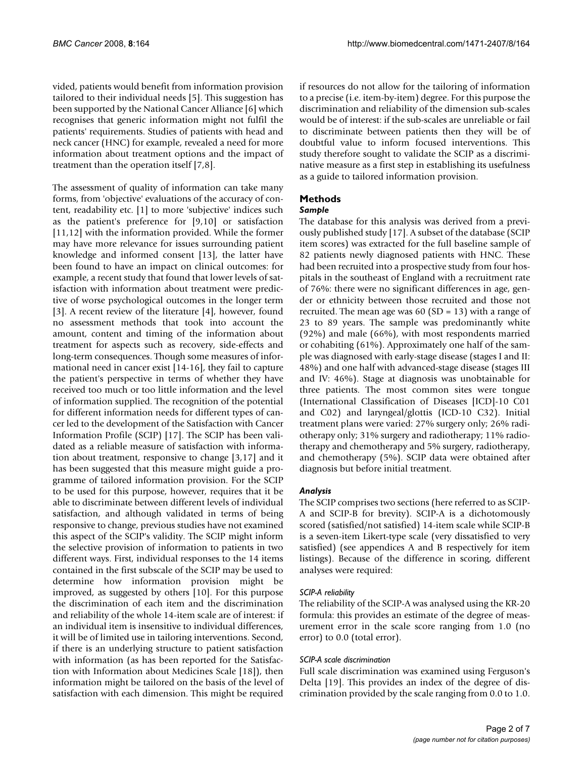vided, patients would benefit from information provision tailored to their individual needs [5]. This suggestion has been supported by the National Cancer Alliance [6] which recognises that generic information might not fulfil the patients' requirements. Studies of patients with head and neck cancer (HNC) for example, revealed a need for more information about treatment options and the impact of treatment than the operation itself [7,8].

The assessment of quality of information can take many forms, from 'objective' evaluations of the accuracy of content, readability etc. [1] to more 'subjective' indices such as the patient's preference for [9,10] or satisfaction [11,12] with the information provided. While the former may have more relevance for issues surrounding patient knowledge and informed consent [13], the latter have been found to have an impact on clinical outcomes: for example, a recent study that found that lower levels of satisfaction with information about treatment were predictive of worse psychological outcomes in the longer term [3]. A recent review of the literature [4], however, found no assessment methods that took into account the amount, content and timing of the information about treatment for aspects such as recovery, side-effects and long-term consequences. Though some measures of informational need in cancer exist [14-16], they fail to capture the patient's perspective in terms of whether they have received too much or too little information and the level of information supplied. The recognition of the potential for different information needs for different types of cancer led to the development of the Satisfaction with Cancer Information Profile (SCIP) [17]. The SCIP has been validated as a reliable measure of satisfaction with information about treatment, responsive to change [3,17] and it has been suggested that this measure might guide a programme of tailored information provision. For the SCIP to be used for this purpose, however, requires that it be able to discriminate between different levels of individual satisfaction, and although validated in terms of being responsive to change, previous studies have not examined this aspect of the SCIP's validity. The SCIP might inform the selective provision of information to patients in two different ways. First, individual responses to the 14 items contained in the first subscale of the SCIP may be used to determine how information provision might be improved, as suggested by others [10]. For this purpose the discrimination of each item and the discrimination and reliability of the whole 14-item scale are of interest: if an individual item is insensitive to individual differences, it will be of limited use in tailoring interventions. Second, if there is an underlying structure to patient satisfaction with information (as has been reported for the Satisfaction with Information about Medicines Scale [18]), then information might be tailored on the basis of the level of satisfaction with each dimension. This might be required if resources do not allow for the tailoring of information to a precise (i.e. item-by-item) degree. For this purpose the discrimination and reliability of the dimension sub-scales would be of interest: if the sub-scales are unreliable or fail to discriminate between patients then they will be of doubtful value to inform focused interventions. This study therefore sought to validate the SCIP as a discriminative measure as a first step in establishing its usefulness as a guide to tailored information provision.

## Methods

### *Sample*

The database for this analysis was derived from a previously published study [17]. A subset of the database (SCIP item scores) was extracted for the full baseline sample of 82 patients newly diagnosed patients with HNC. These had been recruited into a prospective study from four hospitals in the southeast of England with a recruitment rate of 76%: there were no significant differences in age, gender or ethnicity between those recruited and those not recruited. The mean age was 60 (SD = 13) with a range of 23 to 89 years. The sample was predominantly white (92%) and male (66%), with most respondents married or cohabiting (61%). Approximately one half of the sample was diagnosed with early-stage disease (stages I and II: 48%) and one half with advanced-stage disease (stages III and IV: 46%). Stage at diagnosis was unobtainable for three patients. The most common sites were tongue (International Classification of Diseases [ICD]-10 C01 and C02) and laryngeal/glottis (ICD-10 C32). Initial treatment plans were varied: 27% surgery only; 26% radiotherapy only; 31% surgery and radiotherapy; 11% radiotherapy and chemotherapy and 5% surgery, radiotherapy, and chemotherapy (5%). SCIP data were obtained after diagnosis but before initial treatment.

### *Analysis*

The SCIP comprises two sections (here referred to as SCIP-A and SCIP-B for brevity). SCIP-A is a dichotomously scored (satisfied/not satisfied) 14-item scale while SCIP-B is a seven-item Likert-type scale (very dissatisfied to very satisfied) (see appendices A and B respectively for item listings). Because of the difference in scoring, different analyses were required:

#### *SCIP-A reliability*

The reliability of the SCIP-A was analysed using the KR-20 formula: this provides an estimate of the degree of measurement error in the scale score ranging from 1.0 (no error) to 0.0 (total error).

#### *SCIP-A scale discrimination*

Full scale discrimination was examined using Ferguson's Delta [19]. This provides an index of the degree of discrimination provided by the scale ranging from 0.0 to 1.0.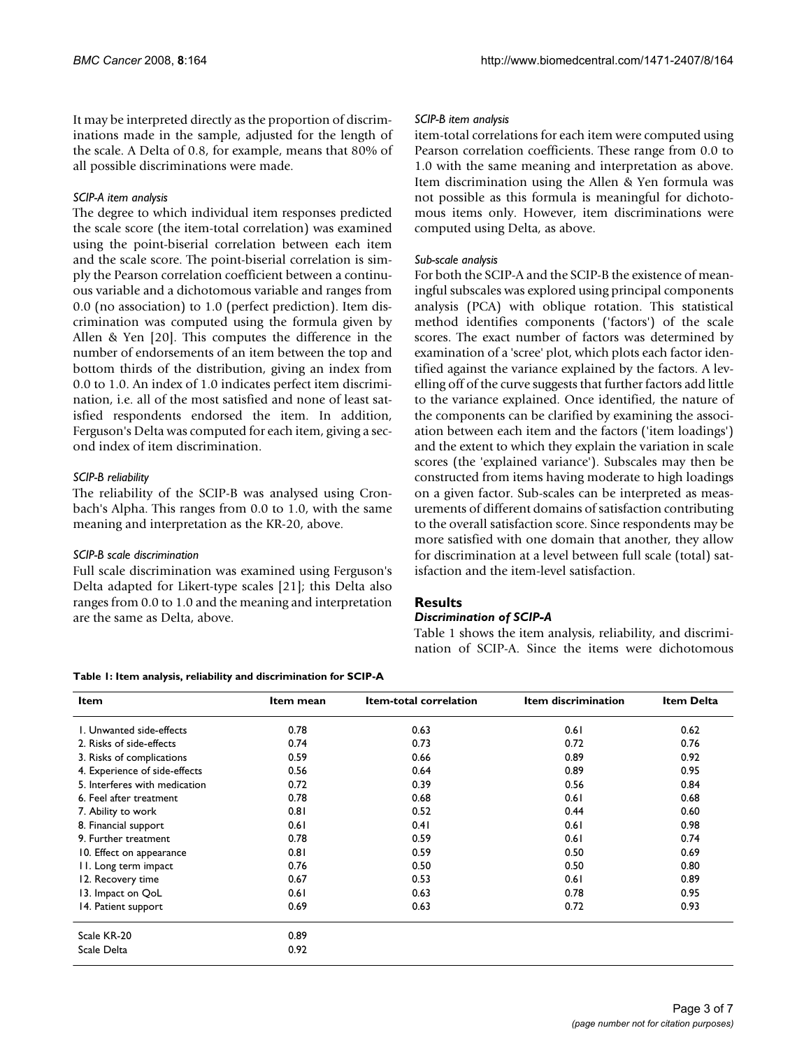It may be interpreted directly as the proportion of discriminations made in the sample, adjusted for the length of the scale. A Delta of 0.8, for example, means that 80% of all possible discriminations were made.

### *SCIP-A item analysis*

The degree to which individual item responses predicted the scale score (the item-total correlation) was examined using the point-biserial correlation between each item and the scale score. The point-biserial correlation is simply the Pearson correlation coefficient between a continuous variable and a dichotomous variable and ranges from 0.0 (no association) to 1.0 (perfect prediction). Item discrimination was computed using the formula given by Allen & Yen [20]. This computes the difference in the number of endorsements of an item between the top and bottom thirds of the distribution, giving an index from 0.0 to 1.0. An index of 1.0 indicates perfect item discrimination, i.e. all of the most satisfied and none of least satisfied respondents endorsed the item. In addition, Ferguson's Delta was computed for each item, giving a second index of item discrimination.

### *SCIP-B reliability*

The reliability of the SCIP-B was analysed using Cronbach's Alpha. This ranges from 0.0 to 1.0, with the same meaning and interpretation as the KR-20, above.

### *SCIP-B scale discrimination*

Full scale discrimination was examined using Ferguson's Delta adapted for Likert-type scales [21]; this Delta also ranges from 0.0 to 1.0 and the meaning and interpretation are the same as Delta, above.

### *SCIP-B item analysis*

item-total correlations for each item were computed using Pearson correlation coefficients. These range from 0.0 to 1.0 with the same meaning and interpretation as above. Item discrimination using the Allen & Yen formula was not possible as this formula is meaningful for dichotomous items only. However, item discriminations were computed using Delta, as above.

### *Sub-scale analysis*

For both the SCIP-A and the SCIP-B the existence of meaningful subscales was explored using principal components analysis (PCA) with oblique rotation. This statistical method identifies components ('factors') of the scale scores. The exact number of factors was determined by examination of a 'scree' plot, which plots each factor identified against the variance explained by the factors. A levelling off of the curve suggests that further factors add little to the variance explained. Once identified, the nature of the components can be clarified by examining the association between each item and the factors ('item loadings') and the extent to which they explain the variation in scale scores (the 'explained variance'). Subscales may then be constructed from items having moderate to high loadings on a given factor. Sub-scales can be interpreted as measurements of different domains of satisfaction contributing to the overall satisfaction score. Since respondents may be more satisfied with one domain that another, they allow for discrimination at a level between full scale (total) satisfaction and the item-level satisfaction.

## Results

### *Discrimination of SCIP-A*

Table 1 shows the item analysis, reliability, and discrimination of SCIP-A. Since the items were dichotomous

**Table 1: Item analysis, reliability and discrimination for SCIP-A**

| Item | Item mean | Item-total correlation | Item discrimination | Item Delta |
| --- | --- | --- | --- | --- |
| 1. Unwanted side-effects | 0.78 | 0.63 | 0.61 | 0.62 |
| 2. Risks of side-effects | 0.74 | 0.73 | 0.72 | 0.76 |
| 3. Risks of complications | 0.59 | 0.66 | 0.89 | 0.92 |
| 4. Experience of side-effects | 0.56 | 0.64 | 0.89 | 0.95 |
| 5. Interferes with medication | 0.72 | 0.39 | 0.56 | 0.84 |
| 6. Feel after treatment | 0.78 | 0.68 | 0.61 | 0.68 |
| 7. Ability to work | 0.81 | 0.52 | 0.44 | 0.60 |
| 8. Financial support | 0.61 | 0.41 | 0.61 | 0.98 |
| 9. Further treatment | 0.78 | 0.59 | 0.61 | 0.74 |
| 10. Effect on appearance | 0.81 | 0.59 | 0.50 | 0.69 |
| 11. Long term impact | 0.76 | 0.50 | 0.50 | 0.80 |
| 12. Recovery time | 0.67 | 0.53 | 0.61 | 0.89 |
| 13. Impact on QoL | 0.61 | 0.63 | 0.78 | 0.95 |
| 14. Patient support | 0.69 | 0.63 | 0.72 | 0.93 |
| Scale KR-20 | 0.89 | | | |
| Scale Delta | 0.92 | | | |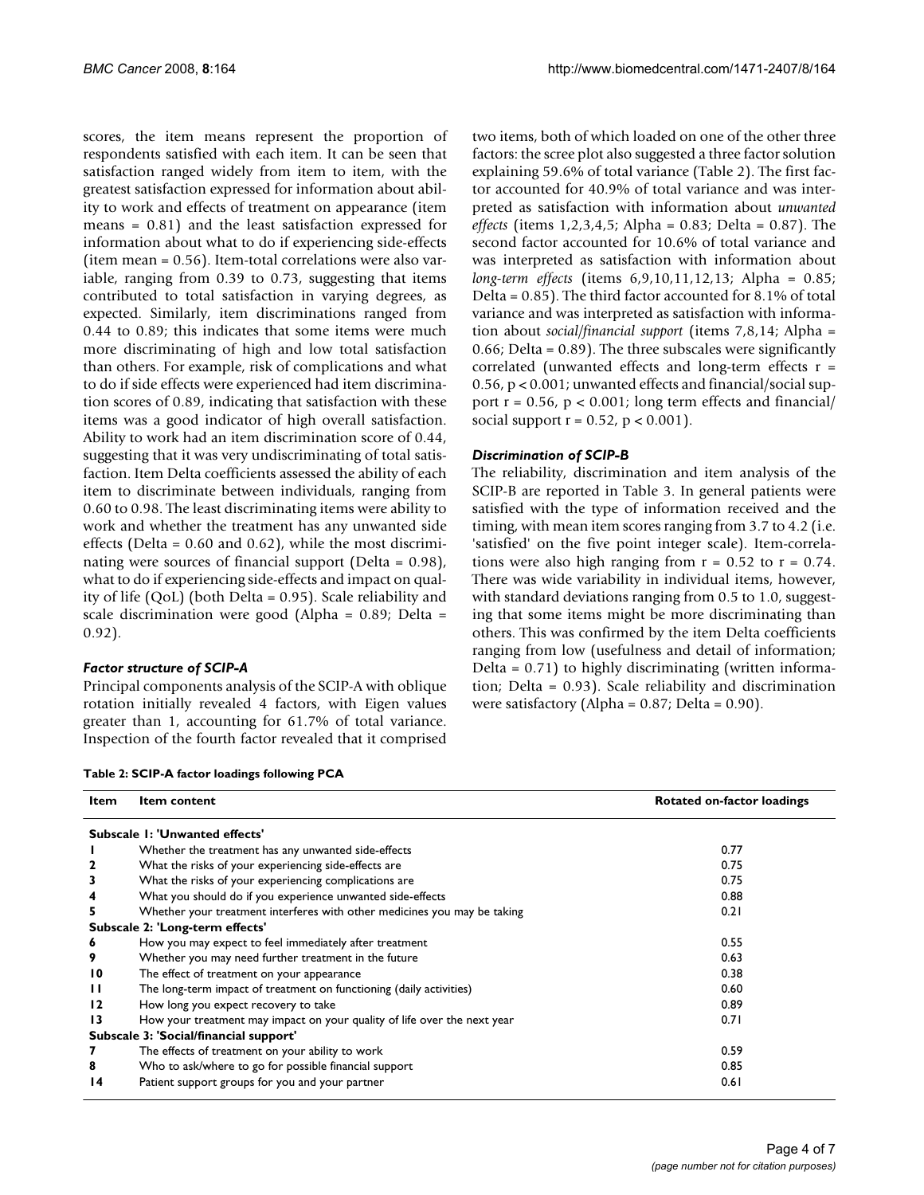scores, the item means represent the proportion of respondents satisfied with each item. It can be seen that satisfaction ranged widely from item to item, with the greatest satisfaction expressed for information about ability to work and effects of treatment on appearance (item means = 0.81) and the least satisfaction expressed for information about what to do if experiencing side-effects (item mean = 0.56). Item-total correlations were also variable, ranging from 0.39 to 0.73, suggesting that items contributed to total satisfaction in varying degrees, as expected. Similarly, item discriminations ranged from 0.44 to 0.89; this indicates that some items were much more discriminating of high and low total satisfaction than others. For example, risk of complications and what to do if side effects were experienced had item discrimination scores of 0.89, indicating that satisfaction with these items was a good indicator of high overall satisfaction. Ability to work had an item discrimination score of 0.44, suggesting that it was very undiscriminating of total satisfaction. Item Delta coefficients assessed the ability of each item to discriminate between individuals, ranging from 0.60 to 0.98. The least discriminating items were ability to work and whether the treatment has any unwanted side effects (Delta = 0.60 and 0.62), while the most discriminating were sources of financial support (Delta = 0.98), what to do if experiencing side-effects and impact on quality of life (QoL) (both Delta = 0.95). Scale reliability and scale discrimination were good (Alpha = 0.89; Delta = 0.92).

### *Factor structure of SCIP-A*

Principal components analysis of the SCIP-A with oblique rotation initially revealed 4 factors, with Eigen values greater than 1, accounting for 61.7% of total variance. Inspection of the fourth factor revealed that it comprised two items, both of which loaded on one of the other three factors: the scree plot also suggested a three factor solution explaining 59.6% of total variance (Table 2). The first factor accounted for 40.9% of total variance and was interpreted as satisfaction with information about *unwanted effects* (items 1,2,3,4,5; Alpha = 0.83; Delta = 0.87). The second factor accounted for 10.6% of total variance and was interpreted as satisfaction with information about *long-term effects* (items 6,9,10,11,12,13; Alpha = 0.85; Delta = 0.85). The third factor accounted for 8.1% of total variance and was interpreted as satisfaction with information about *social/financial support* (items 7,8,14; Alpha = 0.66; Delta = 0.89). The three subscales were significantly correlated (unwanted effects and long-term effects $r = 0.56$, $p < 0.001$; unwanted effects and financial/social support $r = 0.56$, $p < 0.001$; long term effects and financial/social support $r = 0.52$, $p < 0.001$).

### *Discrimination of SCIP-B*

The reliability, discrimination and item analysis of the SCIP-B are reported in Table 3. In general patients were satisfied with the type of information received and the timing, with mean item scores ranging from 3.7 to 4.2 (i.e. 'satisfied' on the five point integer scale). Item-correlations were also high ranging from $r = 0.52$ to $r = 0.74$. There was wide variability in individual items, however, with standard deviations ranging from 0.5 to 1.0, suggesting that some items might be more discriminating than others. This was confirmed by the item Delta coefficients ranging from low (usefulness and detail of information; Delta = 0.71) to highly discriminating (written information; Delta = 0.93). Scale reliability and discrimination were satisfactory (Alpha = 0.87; Delta = 0.90).

**Table 2: SCIP-A factor loadings following PCA**

| Item | Item content | Rotated on-factor loadings |
|---|---|---|
| **Subscale 1: 'Unwanted effects'** | | |
| 1 | Whether the treatment has any unwanted side-effects | 0.77 |
| 2 | What the risks of your experiencing side-effects are | 0.75 |
| 3 | What the risks of your experiencing complications are | 0.75 |
| 4 | What you should do if you experience unwanted side-effects | 0.88 |
| 5 | Whether your treatment interferes with other medicines you may be taking | 0.21 |
| **Subscale 2: 'Long-term effects'** | | |
| 6 | How you may expect to feel immediately after treatment | 0.55 |
| 9 | Whether you may need further treatment in the future | 0.63 |
| 10 | The effect of treatment on your appearance | 0.38 |
| 11 | The long-term impact of treatment on functioning (daily activities) | 0.60 |
| 12 | How long you expect recovery to take | 0.89 |
| 13 | How your treatment may impact on your quality of life over the next year | 0.71 |
| **Subscale 3: 'Social/financial support'** | | |
| 7 | The effects of treatment on your ability to work | 0.59 |
| 8 | Who to ask/where to go for possible financial support | 0.85 |
| 14 | Patient support groups for you and your partner | 0.61 |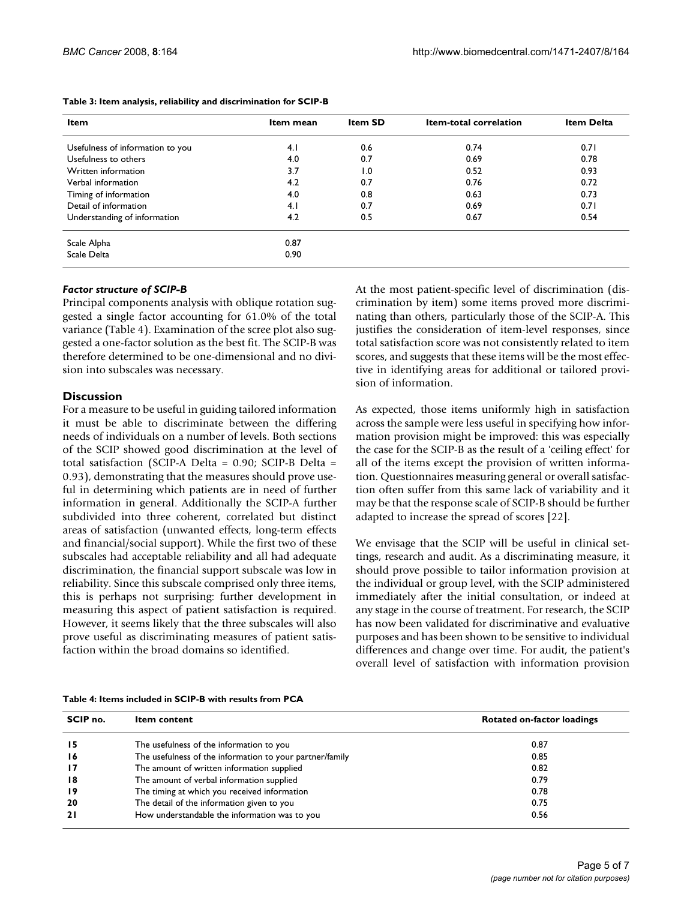**Table 3: Item analysis, reliability and discrimination for SCIP-B**

| Item | Item mean | Item SD | Item-total correlation | Item Delta |
|---|---|---|---|---|
| Usefulness of information to you | 4.1 | 0.6 | 0.74 | 0.71 |
| Usefulness to others | 4.0 | 0.7 | 0.69 | 0.78 |
| Written information | 3.7 | 1.0 | 0.52 | 0.93 |
| Verbal information | 4.2 | 0.7 | 0.76 | 0.72 |
| Timing of information | 4.0 | 0.8 | 0.63 | 0.73 |
| Detail of information | 4.1 | 0.7 | 0.69 | 0.71 |
| Understanding of information | 4.2 | 0.5 | 0.67 | 0.54 |
| Scale Alpha | 0.87 | | | |
| Scale Delta | 0.90 | | | |

### *Factor structure of SCIP-B*

Principal components analysis with oblique rotation suggested a single factor accounting for 61.0% of the total variance (Table 4). Examination of the scree plot also suggested a one-factor solution as the best fit. The SCIP-B was therefore determined to be one-dimensional and no division into subscales was necessary.

## Discussion

For a measure to be useful in guiding tailored information it must be able to discriminate between the differing needs of individuals on a number of levels. Both sections of the SCIP showed good discrimination at the level of total satisfaction (SCIP-A Delta = 0.90; SCIP-B Delta = 0.93), demonstrating that the measures should prove useful in determining which patients are in need of further information in general. Additionally the SCIP-A further subdivided into three coherent, correlated but distinct areas of satisfaction (unwanted effects, long-term effects and financial/social support). While the first two of these subscales had acceptable reliability and all had adequate discrimination, the financial support subscale was low in reliability. Since this subscale comprised only three items, this is perhaps not surprising: further development in measuring this aspect of patient satisfaction is required. However, it seems likely that the three subscales will also prove useful as discriminating measures of patient satisfaction within the broad domains so identified.

At the most patient-specific level of discrimination (discrimination by item) some items proved more discriminating than others, particularly those of the SCIP-A. This justifies the consideration of item-level responses, since total satisfaction score was not consistently related to item scores, and suggests that these items will be the most effective in identifying areas for additional or tailored provision of information.

As expected, those items uniformly high in satisfaction across the sample were less useful in specifying how information provision might be improved: this was especially the case for the SCIP-B as the result of a 'ceiling effect' for all of the items except the provision of written information. Questionnaires measuring general or overall satisfaction often suffer from this same lack of variability and it may be that the response scale of SCIP-B should be further adapted to increase the spread of scores [22].

We envisage that the SCIP will be useful in clinical settings, research and audit. As a discriminating measure, it should prove possible to tailor information provision at the individual or group level, with the SCIP administered immediately after the initial consultation, or indeed at any stage in the course of treatment. For research, the SCIP has now been validated for discriminative and evaluative purposes and has been shown to be sensitive to individual differences and change over time. For audit, the patient's overall level of satisfaction with information provision

**Table 4: Items included in SCIP-B with results from PCA**

| SCIP no. | Item content | Rotated on-factor loadings |
|---|---|---|
| **15** | The usefulness of the information to you | 0.87 |
| **16** | The usefulness of the information to your partner/family | 0.85 |
| **17** | The amount of written information supplied | 0.82 |
| **18** | The amount of verbal information supplied | 0.79 |
| **19** | The timing at which you received information | 0.78 |
| **20** | The detail of the information given to you | 0.75 |
| **21** | How understandable the information was to you | 0.56 |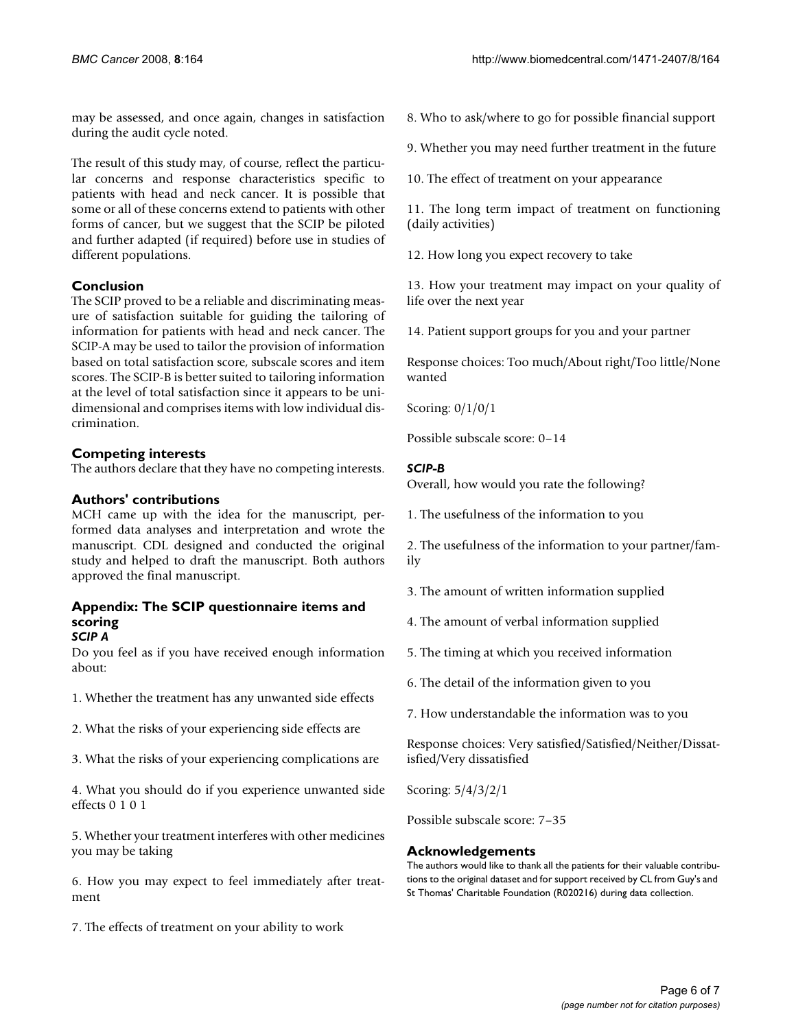may be assessed, and once again, changes in satisfaction during the audit cycle noted.

The result of this study may, of course, reflect the particular concerns and response characteristics specific to patients with head and neck cancer. It is possible that some or all of these concerns extend to patients with other forms of cancer, but we suggest that the SCIP be piloted and further adapted (if required) before use in studies of different populations.

## Conclusion

The SCIP proved to be a reliable and discriminating measure of satisfaction suitable for guiding the tailoring of information for patients with head and neck cancer. The SCIP-A may be used to tailor the provision of information based on total satisfaction score, subscale scores and item scores. The SCIP-B is better suited to tailoring information at the level of total satisfaction since it appears to be unidimensional and comprises items with low individual discrimination.

## Competing interests

The authors declare that they have no competing interests.

## Authors' contributions

MCH came up with the idea for the manuscript, performed data analyses and interpretation and wrote the manuscript. CDL designed and conducted the original study and helped to draft the manuscript. Both authors approved the final manuscript.

## Appendix: The SCIP questionnaire items and scoring

### *SCIP A*

Do you feel as if you have received enough information about:

1. Whether the treatment has any unwanted side effects

2. What the risks of your experiencing side effects are

3. What the risks of your experiencing complications are

4. What you should do if you experience unwanted side effects 0 1 0 1

5. Whether your treatment interferes with other medicines you may be taking

6. How you may expect to feel immediately after treatment

7. The effects of treatment on your ability to work

8. Who to ask/where to go for possible financial support

9. Whether you may need further treatment in the future

10. The effect of treatment on your appearance

11. The long term impact of treatment on functioning (daily activities)

12. How long you expect recovery to take

13. How your treatment may impact on your quality of life over the next year

14. Patient support groups for you and your partner

Response choices: Too much/About right/Too little/None wanted

Scoring: 0/1/0/1

Possible subscale score: 0–14

### *SCIP-B*

Overall, how would you rate the following?

1. The usefulness of the information to you

2. The usefulness of the information to your partner/family

3. The amount of written information supplied

4. The amount of verbal information supplied

5. The timing at which you received information

6. The detail of the information given to you

7. How understandable the information was to you

Response choices: Very satisfied/Satisfied/Neither/Dissatisfied/Very dissatisfied

Scoring: 5/4/3/2/1

Possible subscale score: 7–35

## Acknowledgements

The authors would like to thank all the patients for their valuable contributions to the original dataset and for support received by CL from Guy's and St Thomas' Charitable Foundation (R020216) during data collection.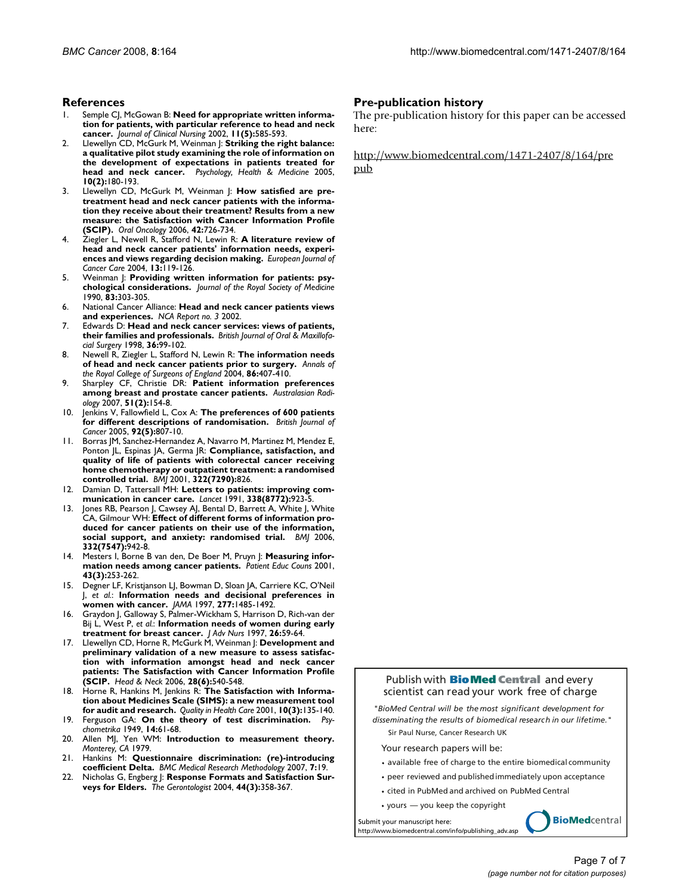## References

1. Semple CJ, McGowan B: **Need for appropriate written information for patients, with particular reference to head and neck cancer.** *Journal of Clinical Nursing* 2002, **11(5):**585-593.
2. Llewellyn CD, McGurk M, Weinman J: **Striking the right balance: a qualitative pilot study examining the role of information on the development of expectations in patients treated for head and neck cancer.** *Psychology, Health & Medicine* 2005, **10(2):**180-193.
3. Llewellyn CD, McGurk M, Weinman J: **How satisfied are pre-treatment head and neck cancer patients with the information they receive about their treatment? Results from a new measure: the Satisfaction with Cancer Information Profile (SCIP).** *Oral Oncology* 2006, **42:**726-734.
4. Ziegler L, Newell R, Stafford N, Lewin R: **A literature review of head and neck cancer patients' information needs, experiences and views regarding decision making.** *European Journal of Cancer Care* 2004, **13:**119-126.
5. Weinman J: **Providing written information for patients: psychological considerations.** *Journal of the Royal Society of Medicine* 1990, **83:**303-305.
6. National Cancer Alliance: **Head and neck cancer patients views and experiences.** *NCA Report no. 3* 2002.
7. Edwards D: **Head and neck cancer services: views of patients, their families and professionals.** *British Journal of Oral & Maxillofacial Surgery* 1998, **36:**99-102.
8. Newell R, Ziegler L, Stafford N, Lewin R: **The information needs of head and neck cancer patients prior to surgery.** *Annals of the Royal College of Surgeons of England* 2004, **86:**407-410.
9. Sharpley CF, Christie DR: **Patient information preferences among breast and prostate cancer patients.** *Australasian Radiology* 2007, **51(2):**154-8.
10. Jenkins V, Fallowfield L, Cox A: **The preferences of 600 patients for different descriptions of randomisation.** *British Journal of Cancer* 2005, **92(5):**807-10.
11. Borras JM, Sanchez-Hernandez A, Navarro M, Martinez M, Mendez E, Ponton JL, Espinas JA, Germa JR: **Compliance, satisfaction, and quality of life of patients with colorectal cancer receiving home chemotherapy or outpatient treatment: a randomised controlled trial.** *BMJ* 2001, **322(7290):**826.
12. Damian D, Tattersall MH: **Letters to patients: improving communication in cancer care.** *Lancet* 1991, **338(8772):**923-5.
13. Jones RB, Pearson J, Cawsey AJ, Bental D, Barrett A, White J, White CA, Gilmour WH: **Effect of different forms of information produced for cancer patients on their use of the information, social support, and anxiety: randomised trial.** *BMJ* 2006, **332(7547):**942-8.
14. Mesters I, Borne B van den, De Boer M, Pruyn J: **Measuring information needs among cancer patients.** *Patient Educ Couns* 2001, **43(3):**253-262.
15. Degner LF, Kristjanson LJ, Bowman D, Sloan JA, Carriere KC, O'Neil J, *et al.*: **Information needs and decisional preferences in women with cancer.** *JAMA* 1997, **277:**1485-1492.
16. Graydon J, Galloway S, Palmer-Wickham S, Harrison D, Rich-van der Bij L, West P, *et al.*: **Information needs of women during early treatment for breast cancer.** *J Adv Nurs* 1997, **26:**59-64.
17. Llewellyn CD, Horne R, McGurk M, Weinman J: **Development and preliminary validation of a new measure to assess satisfaction with information amongst head and neck cancer patients: The Satisfaction with Cancer Information Profile (SCIP.** *Head & Neck* 2006, **28(6):**540-548.
18. Horne R, Hankins M, Jenkins R: **The Satisfaction with Information about Medicines Scale (SIMS): a new measurement tool for audit and research.** *Quality in Health Care* 2001, **10(3):**135-140.
19. Ferguson GA: **On the theory of test discrimination.** *Psychometrika* 1949, **14:**61-68.
20. Allen MJ, Yen WM: **Introduction to measurement theory.** *Monterey, CA* 1979.
21. Hankins M: **Questionnaire discrimination: (re)-introducing coefficient Delta.** *BMC Medical Research Methodology* 2007, **7:**19.
22. Nicholas G, Engberg J: **Response Formats and Satisfaction Surveys for Elders.** *The Gerontologist* 2004, **44(3):**358-367.

## Pre-publication history

The pre-publication history for this paper can be accessed here:

http://www.biomedcentral.com/1471-2407/8/164/prepub

Publish with **BioMed Central** and every scientist can read your work free of charge

*"BioMed Central will be the most significant development for disseminating the results of biomedical research in our lifetime."*

Sir Paul Nurse, Cancer Research UK

Your research papers will be:

- available free of charge to the entire biomedical community
- peer reviewed and published immediately upon acceptance
- cited in PubMed and archived on PubMed Central
- yours — you keep the copyright

Submit your manuscript here:
http://www.biomedcentral.com/info/publishing_adv.asp

BioMedcentral